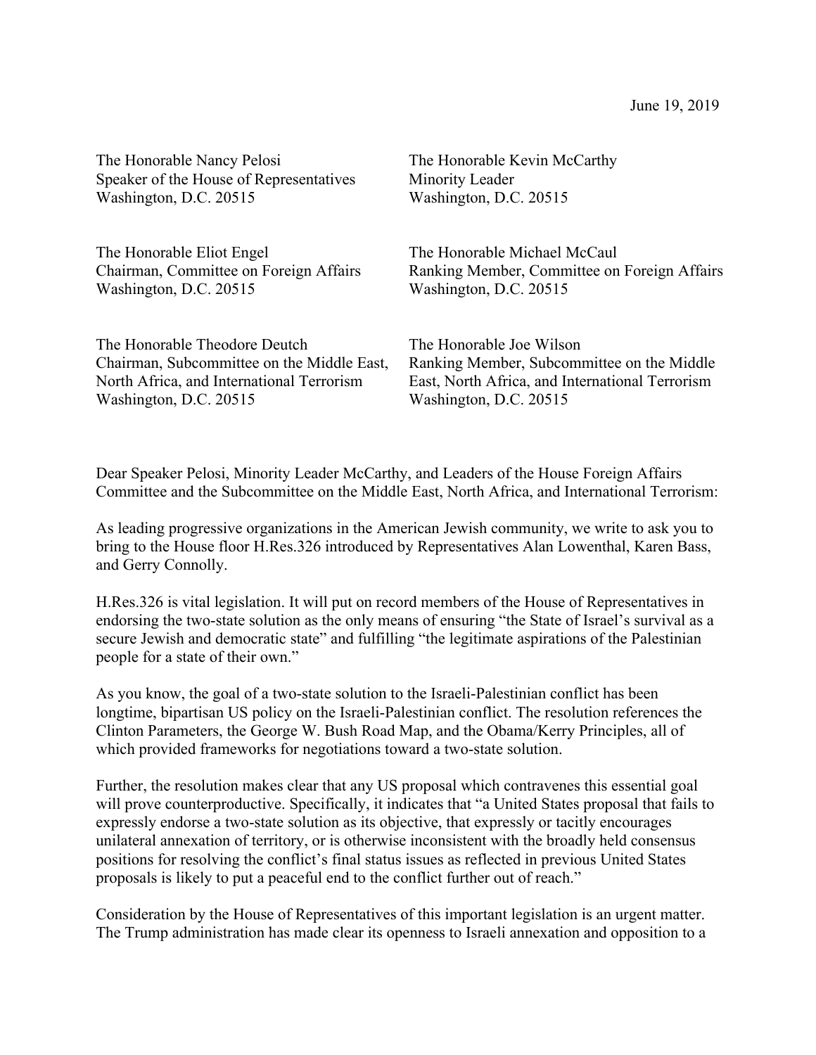June 19, 2019

The Honorable Nancy Pelosi
Speaker of the House of Representatives
Washington, D.C. 20515

The Honorable Kevin McCarthy
Minority Leader
Washington, D.C. 20515

The Honorable Eliot Engel
Chairman, Committee on Foreign Affairs
Washington, D.C. 20515

The Honorable Michael McCaul
Ranking Member, Committee on Foreign Affairs
Washington, D.C. 20515

The Honorable Theodore Deutch
Chairman, Subcommittee on the Middle East, North Africa, and International Terrorism
Washington, D.C. 20515

The Honorable Joe Wilson
Ranking Member, Subcommittee on the Middle East, North Africa, and International Terrorism
Washington, D.C. 20515

Dear Speaker Pelosi, Minority Leader McCarthy, and Leaders of the House Foreign Affairs Committee and the Subcommittee on the Middle East, North Africa, and International Terrorism:

As leading progressive organizations in the American Jewish community, we write to ask you to bring to the House floor H.Res.326 introduced by Representatives Alan Lowenthal, Karen Bass, and Gerry Connolly.

H.Res.326 is vital legislation. It will put on record members of the House of Representatives in endorsing the two-state solution as the only means of ensuring "the State of Israel's survival as a secure Jewish and democratic state" and fulfilling "the legitimate aspirations of the Palestinian people for a state of their own."

As you know, the goal of a two-state solution to the Israeli-Palestinian conflict has been longtime, bipartisan US policy on the Israeli-Palestinian conflict. The resolution references the Clinton Parameters, the George W. Bush Road Map, and the Obama/Kerry Principles, all of which provided frameworks for negotiations toward a two-state solution.

Further, the resolution makes clear that any US proposal which contravenes this essential goal will prove counterproductive. Specifically, it indicates that "a United States proposal that fails to expressly endorse a two-state solution as its objective, that expressly or tacitly encourages unilateral annexation of territory, or is otherwise inconsistent with the broadly held consensus positions for resolving the conflict's final status issues as reflected in previous United States proposals is likely to put a peaceful end to the conflict further out of reach."

Consideration by the House of Representatives of this important legislation is an urgent matter. The Trump administration has made clear its openness to Israeli annexation and opposition to a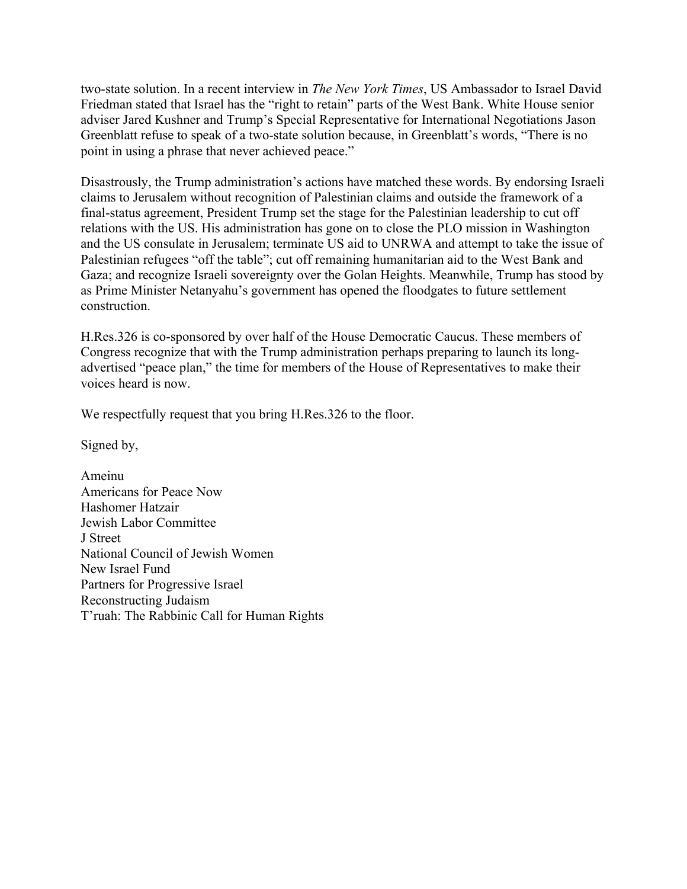two-state solution. In a recent interview in *The New York Times*, US Ambassador to Israel David Friedman stated that Israel has the "right to retain" parts of the West Bank. White House senior adviser Jared Kushner and Trump's Special Representative for International Negotiations Jason Greenblatt refuse to speak of a two-state solution because, in Greenblatt's words, "There is no point in using a phrase that never achieved peace."

Disastrously, the Trump administration's actions have matched these words. By endorsing Israeli claims to Jerusalem without recognition of Palestinian claims and outside the framework of a final-status agreement, President Trump set the stage for the Palestinian leadership to cut off relations with the US. His administration has gone on to close the PLO mission in Washington and the US consulate in Jerusalem; terminate US aid to UNRWA and attempt to take the issue of Palestinian refugees "off the table"; cut off remaining humanitarian aid to the West Bank and Gaza; and recognize Israeli sovereignty over the Golan Heights. Meanwhile, Trump has stood by as Prime Minister Netanyahu's government has opened the floodgates to future settlement construction.

H.Res.326 is co-sponsored by over half of the House Democratic Caucus. These members of Congress recognize that with the Trump administration perhaps preparing to launch its long-advertised "peace plan," the time for members of the House of Representatives to make their voices heard is now.

We respectfully request that you bring H.Res.326 to the floor.

Signed by,

Ameinu
Americans for Peace Now
Hashomer Hatzair
Jewish Labor Committee
J Street
National Council of Jewish Women
New Israel Fund
Partners for Progressive Israel
Reconstructing Judaism
T'ruah: The Rabbinic Call for Human Rights